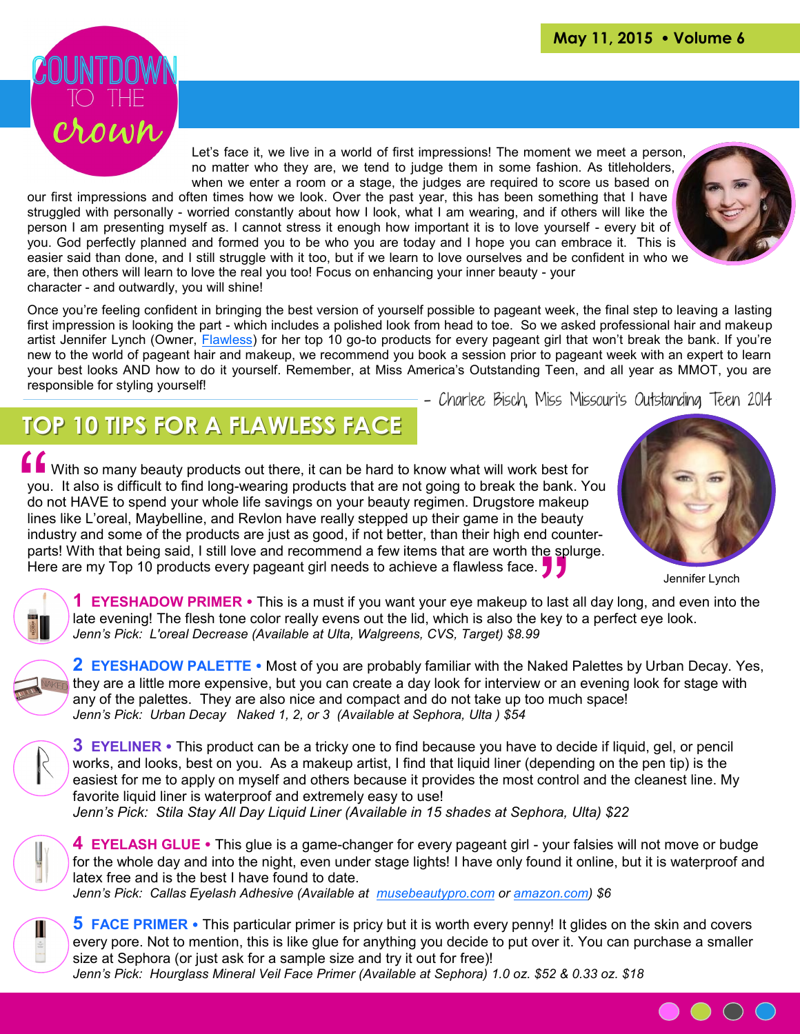May 11, 2015 • Volume 6

# COUNTDOWN TO THE crown

Let's face it, we live in a world of first impressions! The moment we meet a person, no matter who they are, we tend to judge them in some fashion. As titleholders, when we enter a room or a stage, the judges are required to score us based on our first impressions and often times how we look. Over the past year, this has been something that I have struggled with personally - worried constantly about how I look, what I am wearing, and if others will like the person I am presenting myself as. I cannot stress it enough how important it is to love yourself - every bit of you. God perfectly planned and formed you to be who you are today and I hope you can embrace it. This is easier said than done, and I still struggle with it too, but if we learn to love ourselves and be confident in who we are, then others will learn to love the real you too! Focus on enhancing your inner beauty - your character - and outwardly, you will shine!

Once you're feeling confident in bringing the best version of yourself possible to pageant week, the final step to leaving a lasting first impression is looking the part - which includes a polished look from head to toe. So we asked professional hair and makeup artist Jennifer Lynch (Owner, Flawless) for her top 10 go-to products for every pageant girl that won't break the bank. If you're new to the world of pageant hair and makeup, we recommend you book a session prior to pageant week with an expert to learn your best looks AND how to do it yourself. Remember, at Miss America's Outstanding Teen, and all year as MMOT, you are responsible for styling yourself!

– Charlee Bisch, Miss Missouri's Outstanding Teen 2014

## TOP 10 TIPS FOR A FLAWLESS FACE

"With so many beauty products out there, it can be hard to know what will work best for you. It also is difficult to find long-wearing products that are not going to break the bank. You do not HAVE to spend your whole life savings on your beauty regimen. Drugstore makeup lines like L'oreal, Maybelline, and Revlon have really stepped up their game in the beauty industry and some of the products are just as good, if not better, than their high end counter-parts! With that being said, I still love and recommend a few items that are worth the splurge. Here are my Top 10 products every pageant girl needs to achieve a flawless face."

Jennifer Lynch

**1 EYESHADOW PRIMER** • This is a must if you want your eye makeup to last all day long, and even into the late evening! The flesh tone color really evens out the lid, which is also the key to a perfect eye look.
*Jenn's Pick: L'oreal Decrease (Available at Ulta, Walgreens, CVS, Target) $8.99*

**2 EYESHADOW PALETTE** • Most of you are probably familiar with the Naked Palettes by Urban Decay. Yes, they are a little more expensive, but you can create a day look for interview or an evening look for stage with any of the palettes. They are also nice and compact and do not take up too much space!
*Jenn's Pick: Urban Decay Naked 1, 2, or 3 (Available at Sephora, Ulta ) $54*

**3 EYELINER** • This product can be a tricky one to find because you have to decide if liquid, gel, or pencil works, and looks, best on you. As a makeup artist, I find that liquid liner (depending on the pen tip) is the easiest for me to apply on myself and others because it provides the most control and the cleanest line. My favorite liquid liner is waterproof and extremely easy to use!
*Jenn's Pick: Stila Stay All Day Liquid Liner (Available in 15 shades at Sephora, Ulta) $22*

**4 EYELASH GLUE** • This glue is a game-changer for every pageant girl - your falsies will not move or budge for the whole day and into the night, even under stage lights! I have only found it online, but it is waterproof and latex free and is the best I have found to date.
*Jenn's Pick: Callas Eyelash Adhesive (Available at musebeautypro.com or amazon.com) $6*

**5 FACE PRIMER** • This particular primer is pricy but it is worth every penny! It glides on the skin and covers every pore. Not to mention, this is like glue for anything you decide to put over it. You can purchase a smaller size at Sephora (or just ask for a sample size and try it out for free)!
*Jenn's Pick: Hourglass Mineral Veil Face Primer (Available at Sephora) 1.0 oz. $52 & 0.33 oz. $18*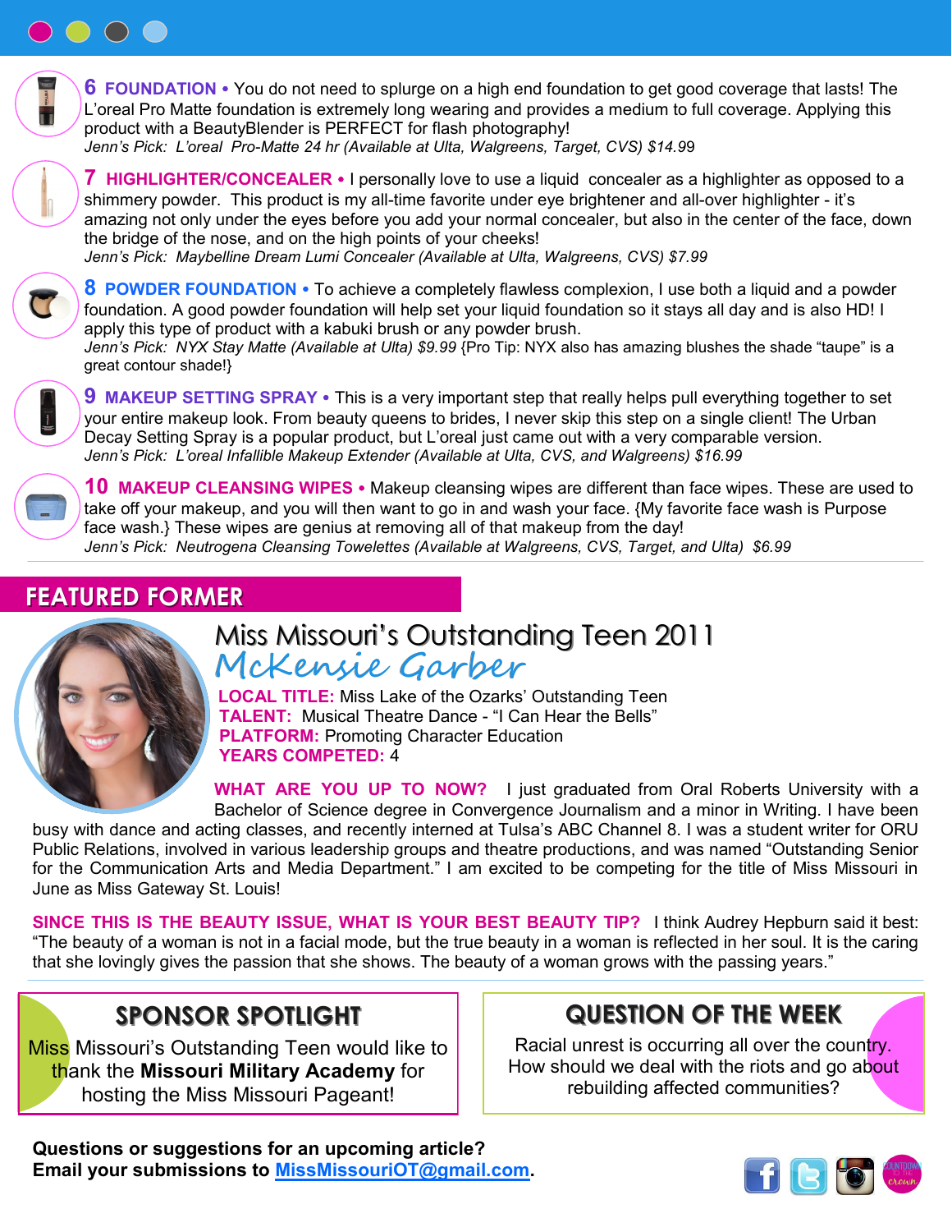**6 FOUNDATION** • You do not need to splurge on a high end foundation to get good coverage that lasts! The L'oreal Pro Matte foundation is extremely long wearing and provides a medium to full coverage. Applying this product with a BeautyBlender is PERFECT for flash photography!
*Jenn's Pick: L'oreal Pro-Matte 24 hr (Available at Ulta, Walgreens, Target, CVS) $14.99*

**7 HIGHLIGHTER/CONCEALER** • I personally love to use a liquid concealer as a highlighter as opposed to a shimmery powder. This product is my all-time favorite under eye brightener and all-over highlighter - it's amazing not only under the eyes before you add your normal concealer, but also in the center of the face, down the bridge of the nose, and on the high points of your cheeks!
*Jenn's Pick: Maybelline Dream Lumi Concealer (Available at Ulta, Walgreens, CVS) $7.99*

**8 POWDER FOUNDATION** • To achieve a completely flawless complexion, I use both a liquid and a powder foundation. A good powder foundation will help set your liquid foundation so it stays all day and is also HD! I apply this type of product with a kabuki brush or any powder brush.
*Jenn's Pick: NYX Stay Matte (Available at Ulta) $9.99* {Pro Tip: NYX also has amazing blushes the shade "taupe" is a great contour shade!}

**9 MAKEUP SETTING SPRAY** • This is a very important step that really helps pull everything together to set your entire makeup look. From beauty queens to brides, I never skip this step on a single client! The Urban Decay Setting Spray is a popular product, but L'oreal just came out with a very comparable version.
*Jenn's Pick: L'oreal Infallible Makeup Extender (Available at Ulta, CVS, and Walgreens) $16.99*

**10 MAKEUP CLEANSING WIPES** • Makeup cleansing wipes are different than face wipes. These are used to take off your makeup, and you will then want to go in and wash your face. {My favorite face wash is Purpose face wash.} These wipes are genius at removing all of that makeup from the day!
*Jenn's Pick: Neutrogena Cleansing Towelettes (Available at Walgreens, CVS, Target, and Ulta) $6.99*

## FEATURED FORMER

### Miss Missouri's Outstanding Teen 2011
### McKensie Garber

**LOCAL TITLE:** Miss Lake of the Ozarks' Outstanding Teen
**TALENT:** Musical Theatre Dance - "I Can Hear the Bells"
**PLATFORM:** Promoting Character Education
**YEARS COMPETED:** 4

**WHAT ARE YOU UP TO NOW?** I just graduated from Oral Roberts University with a Bachelor of Science degree in Convergence Journalism and a minor in Writing. I have been busy with dance and acting classes, and recently interned at Tulsa's ABC Channel 8. I was a student writer for ORU Public Relations, involved in various leadership groups and theatre productions, and was named "Outstanding Senior for the Communication Arts and Media Department." I am excited to be competing for the title of Miss Missouri in June as Miss Gateway St. Louis!

**SINCE THIS IS THE BEAUTY ISSUE, WHAT IS YOUR BEST BEAUTY TIP?** I think Audrey Hepburn said it best: "The beauty of a woman is not in a facial mode, but the true beauty in a woman is reflected in her soul. It is the caring that she lovingly gives the passion that she shows. The beauty of a woman grows with the passing years."

## SPONSOR SPOTLIGHT

Miss Missouri's Outstanding Teen would like to thank the **Missouri Military Academy** for hosting the Miss Missouri Pageant!

## QUESTION OF THE WEEK

Racial unrest is occurring all over the country. How should we deal with the riots and go about rebuilding affected communities?

**Questions or suggestions for an upcoming article?**
**Email your submissions to [MissMissouriOT@gmail.com](mailto:MissMissouriOT@gmail.com).**